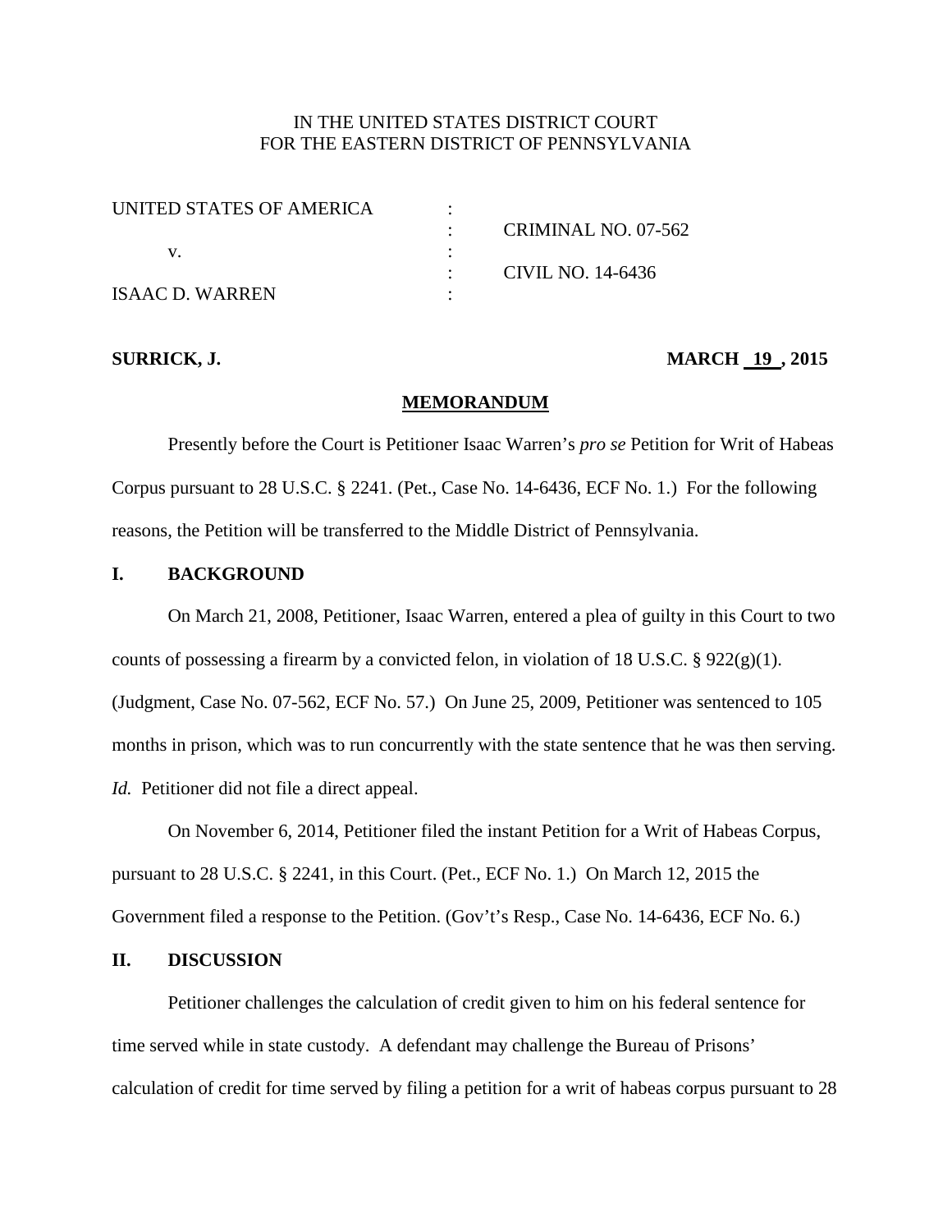IN THE UNITED STATES DISTRICT COURT
FOR THE EASTERN DISTRICT OF PENNSYLVANIA

| | | |
|---|---|---|
| UNITED STATES OF AMERICA | : | |
| | : | CRIMINAL NO. 07-562 |
| v. | : | |
| | : | CIVIL NO. 14-6436 |
| ISAAC D. WARREN | : | |

**SURRICK, J.** **MARCH 19 , 2015**

**MEMORANDUM**

Presently before the Court is Petitioner Isaac Warren's *pro se* Petition for Writ of Habeas Corpus pursuant to 28 U.S.C. § 2241. (Pet., Case No. 14-6436, ECF No. 1.) For the following reasons, the Petition will be transferred to the Middle District of Pennsylvania.

## I. BACKGROUND

On March 21, 2008, Petitioner, Isaac Warren, entered a plea of guilty in this Court to two counts of possessing a firearm by a convicted felon, in violation of 18 U.S.C. § 922(g)(1). (Judgment, Case No. 07-562, ECF No. 57.) On June 25, 2009, Petitioner was sentenced to 105 months in prison, which was to run concurrently with the state sentence that he was then serving. *Id.* Petitioner did not file a direct appeal.

On November 6, 2014, Petitioner filed the instant Petition for a Writ of Habeas Corpus, pursuant to 28 U.S.C. § 2241, in this Court. (Pet., ECF No. 1.) On March 12, 2015 the Government filed a response to the Petition. (Gov't's Resp., Case No. 14-6436, ECF No. 6.)

## II. DISCUSSION

Petitioner challenges the calculation of credit given to him on his federal sentence for time served while in state custody. A defendant may challenge the Bureau of Prisons' calculation of credit for time served by filing a petition for a writ of habeas corpus pursuant to 28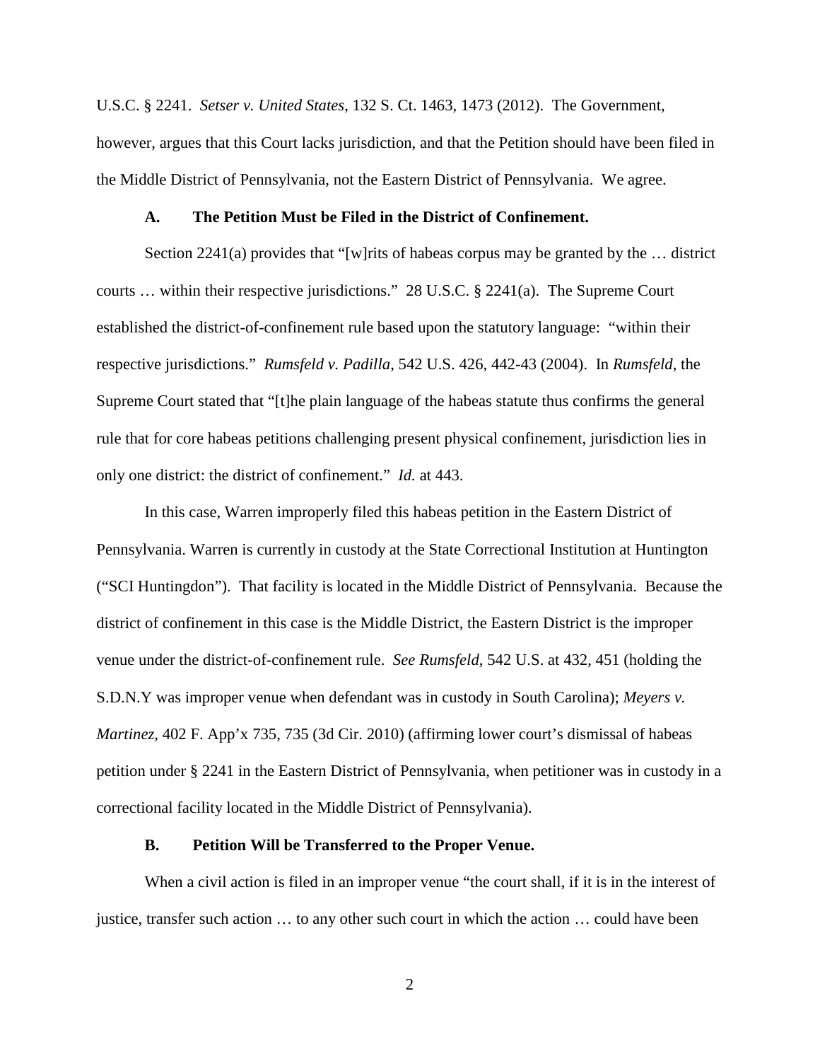U.S.C. § 2241. *Setser v. United States*, 132 S. Ct. 1463, 1473 (2012). The Government, however, argues that this Court lacks jurisdiction, and that the Petition should have been filed in the Middle District of Pennsylvania, not the Eastern District of Pennsylvania. We agree.

### A. The Petition Must be Filed in the District of Confinement.

Section 2241(a) provides that "[w]rits of habeas corpus may be granted by the … district courts … within their respective jurisdictions." 28 U.S.C. § 2241(a). The Supreme Court established the district-of-confinement rule based upon the statutory language: "within their respective jurisdictions." *Rumsfeld v. Padilla*, 542 U.S. 426, 442-43 (2004). In *Rumsfeld*, the Supreme Court stated that "[t]he plain language of the habeas statute thus confirms the general rule that for core habeas petitions challenging present physical confinement, jurisdiction lies in only one district: the district of confinement." *Id.* at 443.

In this case, Warren improperly filed this habeas petition in the Eastern District of Pennsylvania. Warren is currently in custody at the State Correctional Institution at Huntington ("SCI Huntingdon"). That facility is located in the Middle District of Pennsylvania. Because the district of confinement in this case is the Middle District, the Eastern District is the improper venue under the district-of-confinement rule. *See Rumsfeld*, 542 U.S. at 432, 451 (holding the S.D.N.Y was improper venue when defendant was in custody in South Carolina); *Meyers v. Martinez*, 402 F. App'x 735, 735 (3d Cir. 2010) (affirming lower court's dismissal of habeas petition under § 2241 in the Eastern District of Pennsylvania, when petitioner was in custody in a correctional facility located in the Middle District of Pennsylvania).

### B. Petition Will be Transferred to the Proper Venue.

When a civil action is filed in an improper venue "the court shall, if it is in the interest of justice, transfer such action … to any other such court in which the action … could have been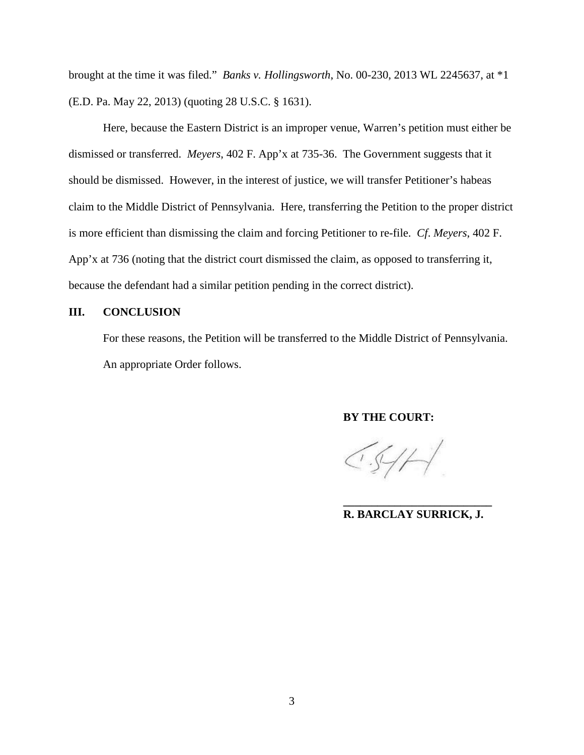brought at the time it was filed." *Banks v. Hollingsworth*, No. 00-230, 2013 WL 2245637, at *1 (E.D. Pa. May 22, 2013) (quoting 28 U.S.C. § 1631).

Here, because the Eastern District is an improper venue, Warren's petition must either be dismissed or transferred. *Meyers*, 402 F. App'x at 735-36. The Government suggests that it should be dismissed. However, in the interest of justice, we will transfer Petitioner's habeas claim to the Middle District of Pennsylvania. Here, transferring the Petition to the proper district is more efficient than dismissing the claim and forcing Petitioner to re-file. *Cf*. *Meyers*, 402 F. App'x at 736 (noting that the district court dismissed the claim, as opposed to transferring it, because the defendant had a similar petition pending in the correct district).

## III. CONCLUSION

For these reasons, the Petition will be transferred to the Middle District of Pennsylvania. An appropriate Order follows.

**BY THE COURT:**

**_________________________**
**R. BARCLAY SURRICK, J.**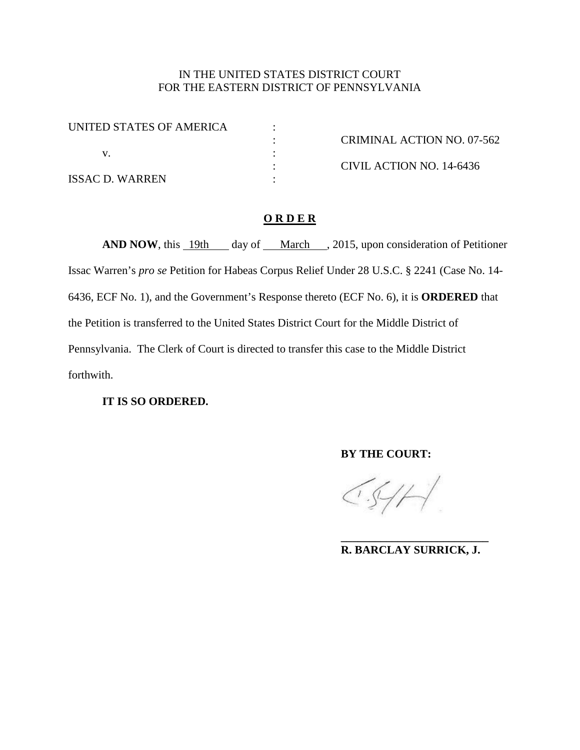IN THE UNITED STATES DISTRICT COURT
FOR THE EASTERN DISTRICT OF PENNSYLVANIA

| | | |
|---|---|---|
| UNITED STATES OF AMERICA | : | |
| | : | CRIMINAL ACTION NO. 07-562 |
| v. | : | |
| | : | CIVIL ACTION NO. 14-6436 |
| ISSAC D. WARREN | : | |

**O R D E R**

**AND NOW**, this 19th day of March, 2015, upon consideration of Petitioner Issac Warren's *pro se* Petition for Habeas Corpus Relief Under 28 U.S.C. § 2241 (Case No. 14-6436, ECF No. 1), and the Government's Response thereto (ECF No. 6), it is **ORDERED** that the Petition is transferred to the United States District Court for the Middle District of Pennsylvania. The Clerk of Court is directed to transfer this case to the Middle District forthwith.

**IT IS SO ORDERED.**

**BY THE COURT:**

**R. BARCLAY SURRICK, J.**